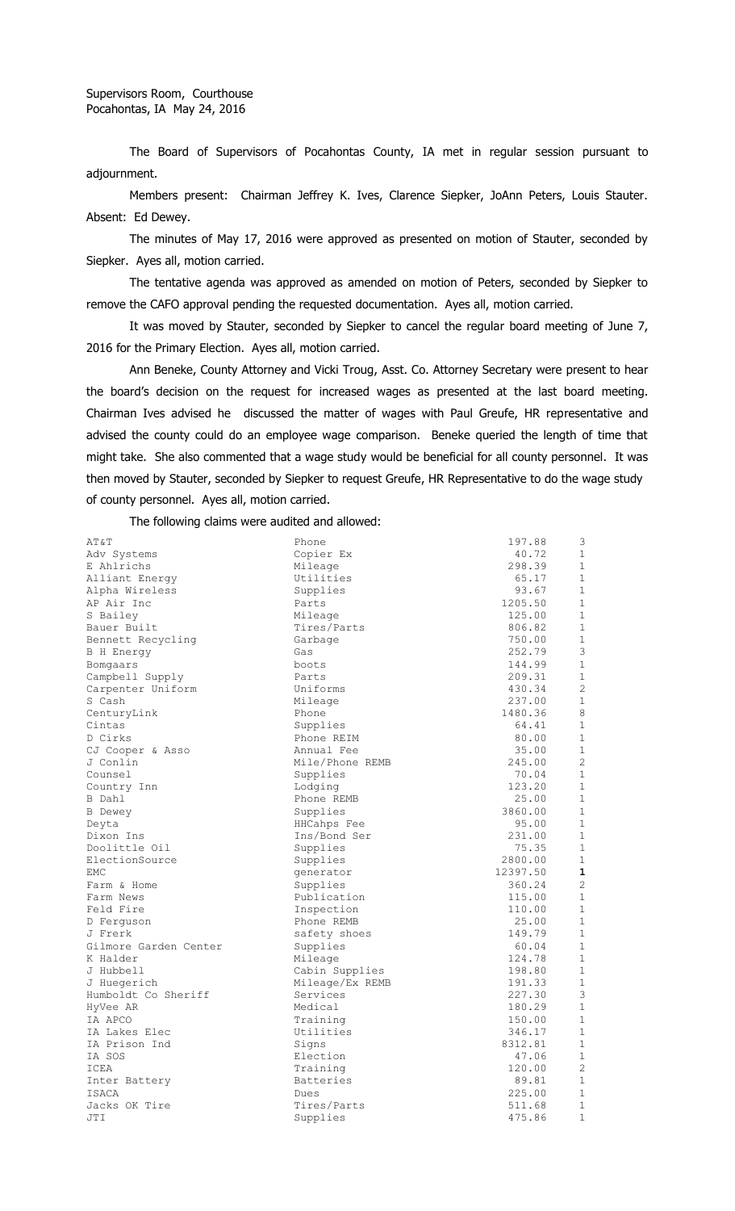Supervisors Room, Courthouse
Pocahontas, IA May 24, 2016

The Board of Supervisors of Pocahontas County, IA met in regular session pursuant to adjournment.

Members present: Chairman Jeffrey K. Ives, Clarence Siepker, JoAnn Peters, Louis Stauter. Absent: Ed Dewey.

The minutes of May 17, 2016 were approved as presented on motion of Stauter, seconded by Siepker. Ayes all, motion carried.

The tentative agenda was approved as amended on motion of Peters, seconded by Siepker to remove the CAFO approval pending the requested documentation. Ayes all, motion carried.

It was moved by Stauter, seconded by Siepker to cancel the regular board meeting of June 7, 2016 for the Primary Election. Ayes all, motion carried.

Ann Beneke, County Attorney and Vicki Troug, Asst. Co. Attorney Secretary were present to hear the board's decision on the request for increased wages as presented at the last board meeting. Chairman Ives advised he discussed the matter of wages with Paul Greufe, HR representative and advised the county could do an employee wage comparison. Beneke queried the length of time that might take. She also commented that a wage study would be beneficial for all county personnel. It was then moved by Stauter, seconded by Siepker to request Greufe, HR Representative to do the wage study of county personnel. Ayes all, motion carried.

The following claims were audited and allowed:

| | | | |
|---|---|---|---|
| AT&T | Phone | 197.88 | 3 |
| Adv Systems | Copier Ex | 40.72 | 1 |
| E Ahlrichs | Mileage | 298.39 | 1 |
| Alliant Energy | Utilities | 65.17 | 1 |
| Alpha Wireless | Supplies | 93.67 | 1 |
| AP Air Inc | Parts | 1205.50 | 1 |
| S Bailey | Mileage | 125.00 | 1 |
| Bauer Built | Tires/Parts | 806.82 | 1 |
| Bennett Recycling | Garbage | 750.00 | 1 |
| B H Energy | Gas | 252.79 | 3 |
| Bomgaars | boots | 144.99 | 1 |
| Campbell Supply | Parts | 209.31 | 1 |
| Carpenter Uniform | Uniforms | 430.34 | 2 |
| S Cash | Mileage | 237.00 | 1 |
| CenturyLink | Phone | 1480.36 | 8 |
| Cintas | Supplies | 64.41 | 1 |
| D Cirks | Phone REIM | 80.00 | 1 |
| CJ Cooper & Asso | Annual Fee | 35.00 | 1 |
| J Conlin | Mile/Phone REMB | 245.00 | 2 |
| Counsel | Supplies | 70.04 | 1 |
| Country Inn | Lodging | 123.20 | 1 |
| B Dahl | Phone REMB | 25.00 | 1 |
| B Dewey | Supplies | 3860.00 | 1 |
| Deyta | HHCahps Fee | 95.00 | 1 |
| Dixon Ins | Ins/Bond Ser | 231.00 | 1 |
| Doolittle Oil | Supplies | 75.35 | 1 |
| ElectionSource | Supplies | 2800.00 | 1 |
| EMC | generator | 12397.50 | 1 |
| Farm & Home | Supplies | 360.24 | 2 |
| Farm News | Publication | 115.00 | 1 |
| Feld Fire | Inspection | 110.00 | 1 |
| D Ferguson | Phone REMB | 25.00 | 1 |
| J Frerk | safety shoes | 149.79 | 1 |
| Gilmore Garden Center | Supplies | 60.04 | 1 |
| K Halder | Mileage | 124.78 | 1 |
| J Hubbell | Cabin Supplies | 198.80 | 1 |
| J Huegerich | Mileage/Ex REMB | 191.33 | 1 |
| Humboldt Co Sheriff | Services | 227.30 | 3 |
| HyVee AR | Medical | 180.29 | 1 |
| IA APCO | Training | 150.00 | 1 |
| IA Lakes Elec | Utilities | 346.17 | 1 |
| IA Prison Ind | Signs | 8312.81 | 1 |
| IA SOS | Election | 47.06 | 1 |
| ICEA | Training | 120.00 | 2 |
| Inter Battery | Batteries | 89.81 | 1 |
| ISACA | Dues | 225.00 | 1 |
| Jacks OK Tire | Tires/Parts | 511.68 | 1 |
| JTI | Supplies | 475.86 | 1 |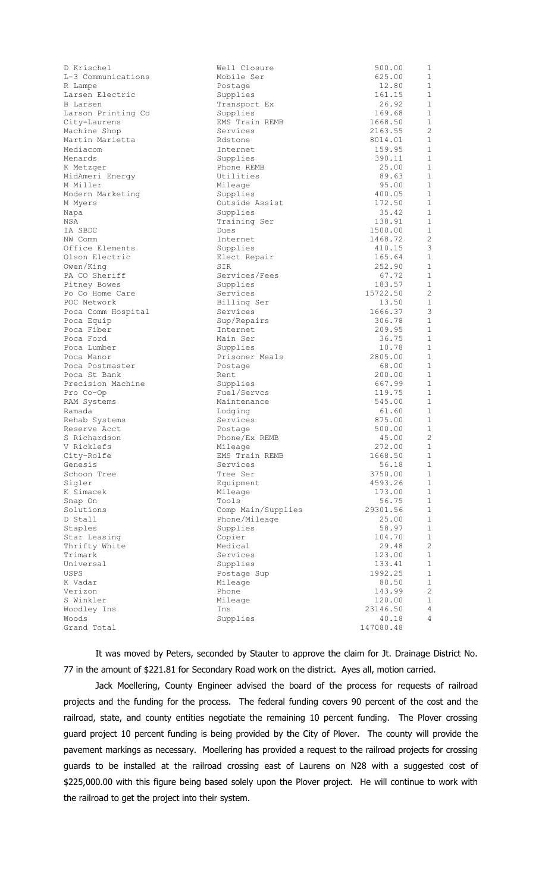| | | | |
|---|---|---|---|
| D Krischel | Well Closure | 500.00 | 1 |
| L-3 Communications | Mobile Ser | 625.00 | 1 |
| R Lampe | Postage | 12.80 | 1 |
| Larsen Electric | Supplies | 161.15 | 1 |
| B Larsen | Transport Ex | 26.92 | 1 |
| Larson Printing Co | Supplies | 169.68 | 1 |
| City-Laurens | EMS Train REMB | 1668.50 | 1 |
| Machine Shop | Services | 2163.55 | 2 |
| Martin Marietta | Rdstone | 8014.01 | 1 |
| Mediacom | Internet | 159.95 | 1 |
| Menards | Supplies | 390.11 | 1 |
| K Metzger | Phone REMB | 25.00 | 1 |
| MidAmeri Energy | Utilities | 89.63 | 1 |
| M Miller | Mileage | 95.00 | 1 |
| Modern Marketing | Supplies | 400.05 | 1 |
| M Myers | Outside Assist | 172.50 | 1 |
| Napa | Supplies | 35.42 | 1 |
| NSA | Training Ser | 138.91 | 1 |
| IA SBDC | Dues | 1500.00 | 1 |
| NW Comm | Internet | 1468.72 | 2 |
| Office Elements | Supplies | 410.15 | 3 |
| Olson Electric | Elect Repair | 165.64 | 1 |
| Owen/King | SIR | 252.90 | 1 |
| PA CO Sheriff | Services/Fees | 67.72 | 1 |
| Pitney Bowes | Supplies | 183.57 | 1 |
| Po Co Home Care | Services | 15722.50 | 2 |
| POC Network | Billing Ser | 13.50 | 1 |
| Poca Comm Hospital | Services | 1666.37 | 3 |
| Poca Equip | Sup/Repairs | 306.78 | 1 |
| Poca Fiber | Internet | 209.95 | 1 |
| Poca Ford | Main Ser | 36.75 | 1 |
| Poca Lumber | Supplies | 10.78 | 1 |
| Poca Manor | Prisoner Meals | 2805.00 | 1 |
| Poca Postmaster | Postage | 68.00 | 1 |
| Poca St Bank | Rent | 200.00 | 1 |
| Precision Machine | Supplies | 667.99 | 1 |
| Pro Co-Op | Fuel/Servcs | 119.75 | 1 |
| RAM Systems | Maintenance | 545.00 | 1 |
| Ramada | Lodging | 61.60 | 1 |
| Rehab Systems | Services | 875.00 | 1 |
| Reserve Acct | Postage | 500.00 | 1 |
| S Richardson | Phone/Ex REMB | 45.00 | 2 |
| V Ricklefs | Mileage | 272.00 | 1 |
| City-Rolfe | EMS Train REMB | 1668.50 | 1 |
| Genesis | Services | 56.18 | 1 |
| Schoon Tree | Tree Ser | 3750.00 | 1 |
| Sigler | Equipment | 4593.26 | 1 |
| K Simacek | Mileage | 173.00 | 1 |
| Snap On | Tools | 56.75 | 1 |
| Solutions | Comp Main/Supplies | 29301.56 | 1 |
| D Stall | Phone/Mileage | 25.00 | 1 |
| Staples | Supplies | 58.97 | 1 |
| Star Leasing | Copier | 104.70 | 1 |
| Thrifty White | Medical | 29.48 | 2 |
| Trimark | Services | 123.00 | 1 |
| Universal | Supplies | 133.41 | 1 |
| USPS | Postage Sup | 1992.25 | 1 |
| K Vadar | Mileage | 80.50 | 1 |
| Verizon | Phone | 143.99 | 2 |
| S Winkler | Mileage | 120.00 | 1 |
| Woodley Ins | Ins | 23146.50 | 4 |
| Woods | Supplies | 40.18 | 4 |
| Grand Total | | 147080.48 | |

It was moved by Peters, seconded by Stauter to approve the claim for Jt. Drainage District No. 77 in the amount of $221.81 for Secondary Road work on the district. Ayes all, motion carried.

Jack Moellering, County Engineer advised the board of the process for requests of railroad projects and the funding for the process. The federal funding covers 90 percent of the cost and the railroad, state, and county entities negotiate the remaining 10 percent funding. The Plover crossing guard project 10 percent funding is being provided by the City of Plover. The county will provide the pavement markings as necessary. Moellering has provided a request to the railroad projects for crossing guards to be installed at the railroad crossing east of Laurens on N28 with a suggested cost of $225,000.00 with this figure being based solely upon the Plover project. He will continue to work with the railroad to get the project into their system.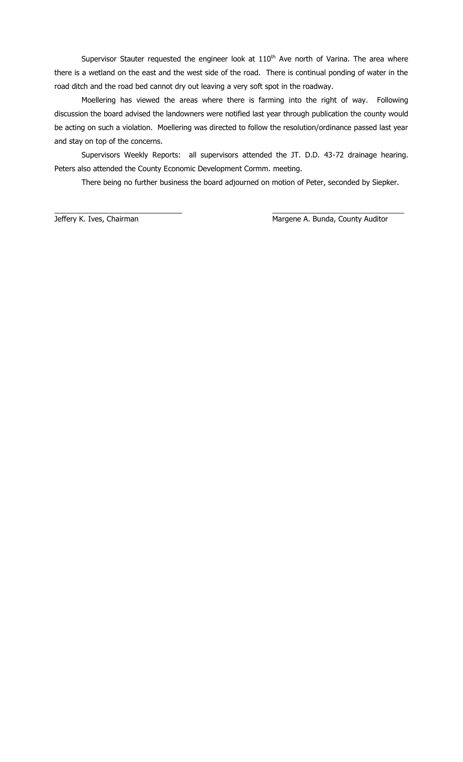Supervisor Stauter requested the engineer look at 110th Ave north of Varina. The area where there is a wetland on the east and the west side of the road. There is continual ponding of water in the road ditch and the road bed cannot dry out leaving a very soft spot in the roadway.

Moellering has viewed the areas where there is farming into the right of way. Following discussion the board advised the landowners were notified last year through publication the county would be acting on such a violation. Moellering was directed to follow the resolution/ordinance passed last year and stay on top of the concerns.

Supervisors Weekly Reports: all supervisors attended the JT. D.D. 43-72 drainage hearing. Peters also attended the County Economic Development Cormm. meeting.

There being no further business the board adjourned on motion of Peter, seconded by Siepker.

\_\_\_\_\_\_\_\_\_\_\_\_\_\_\_\_\_\_\_\_\_\_\_\_\_\_\_\_\_\_\_\_ \_\_\_\_\_\_\_\_\_\_\_\_\_\_\_\_\_\_\_\_\_\_\_\_\_\_\_\_\_\_\_\_

Jeffery K. Ives, Chairman Margene A. Bunda, County Auditor